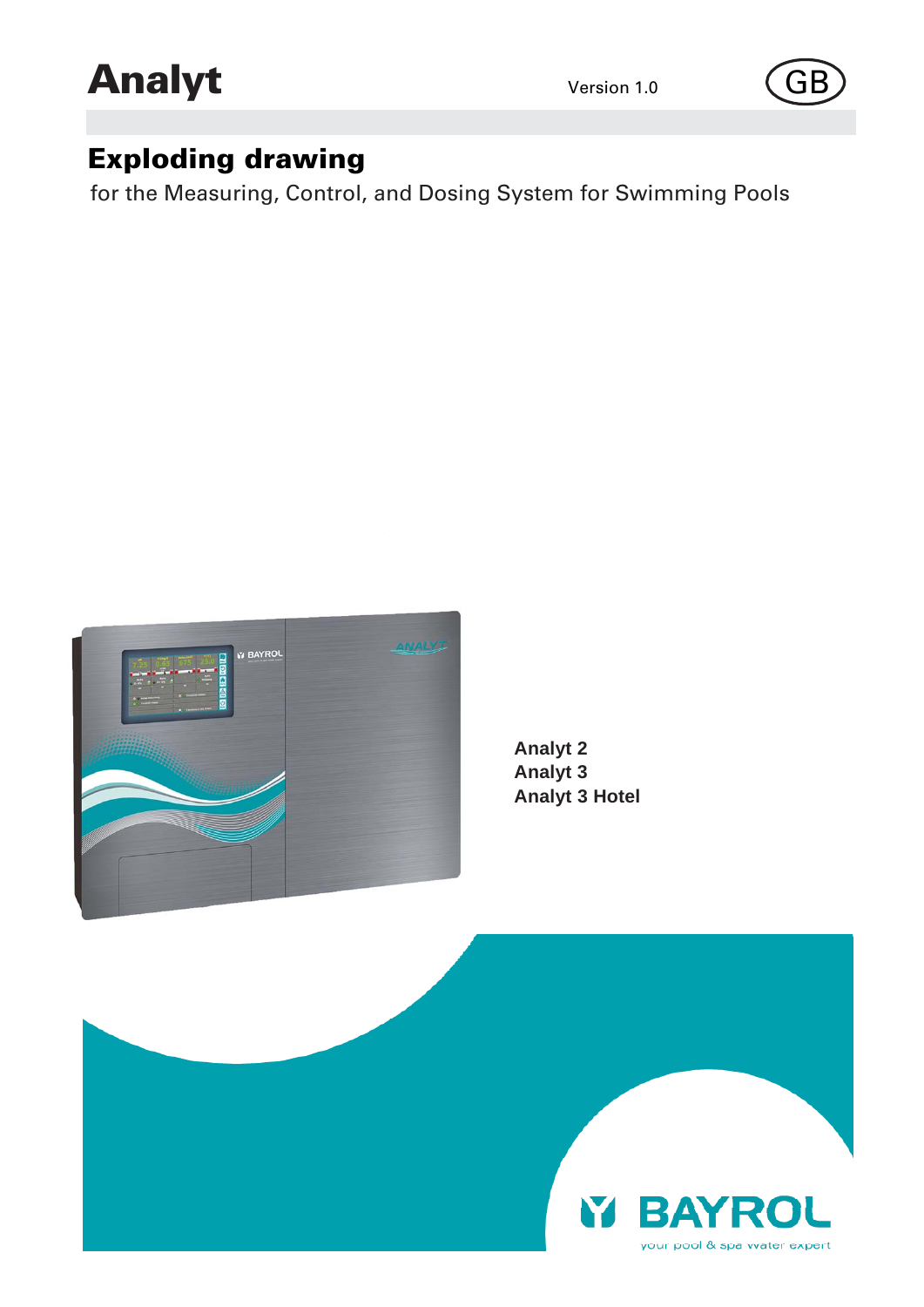# Analyt

Version 1.0

GB

## Exploding drawing

for the Measuring, Control, and Dosing System for Swimming Pools

**Analyt 2**
**Analyt 3**
**Analyt 3 Hotel**

BAYROL
your pool & spa water expert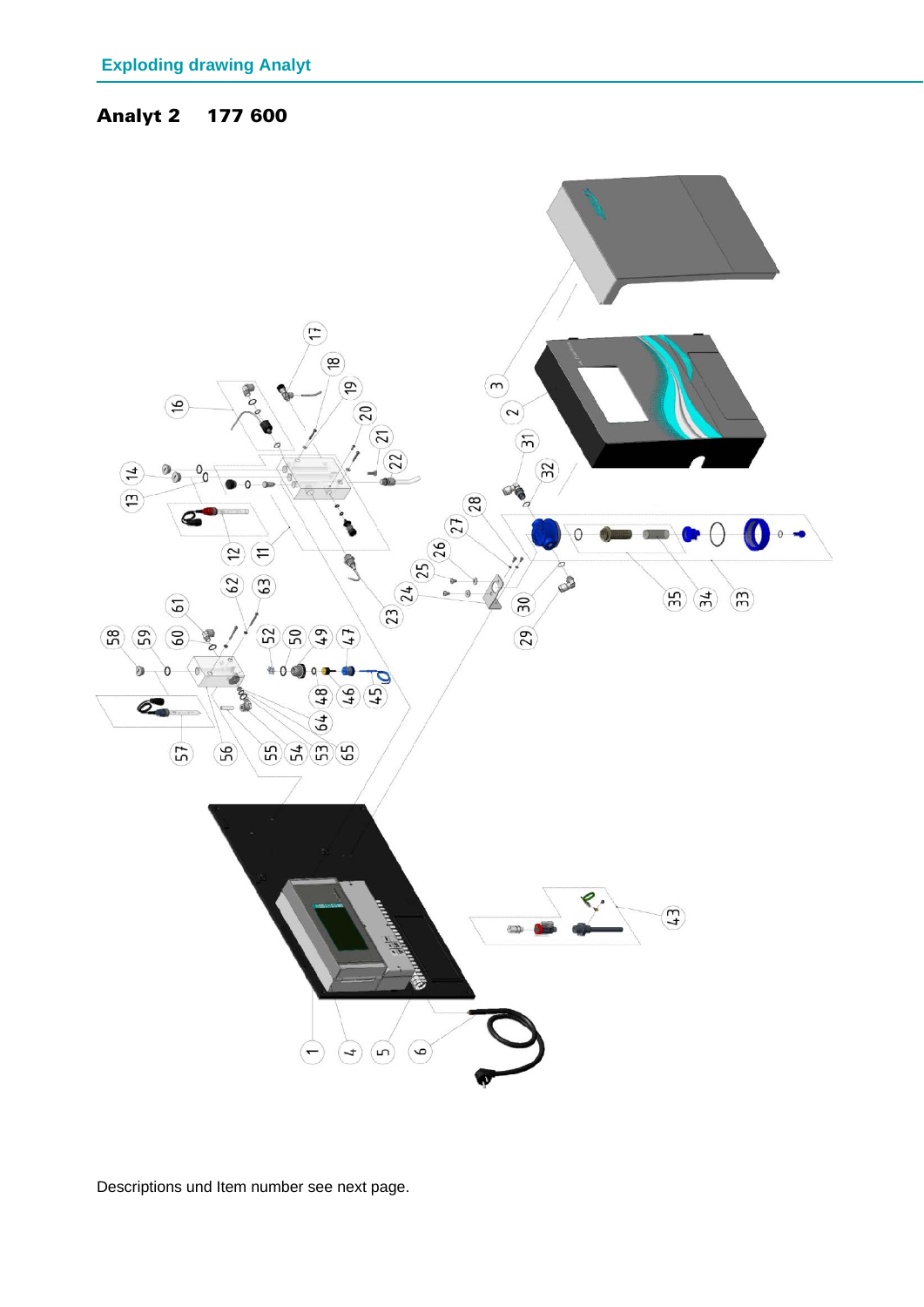Exploding drawing Analyt

**Analyt 2 177 600**

Descriptions und Item number see next page.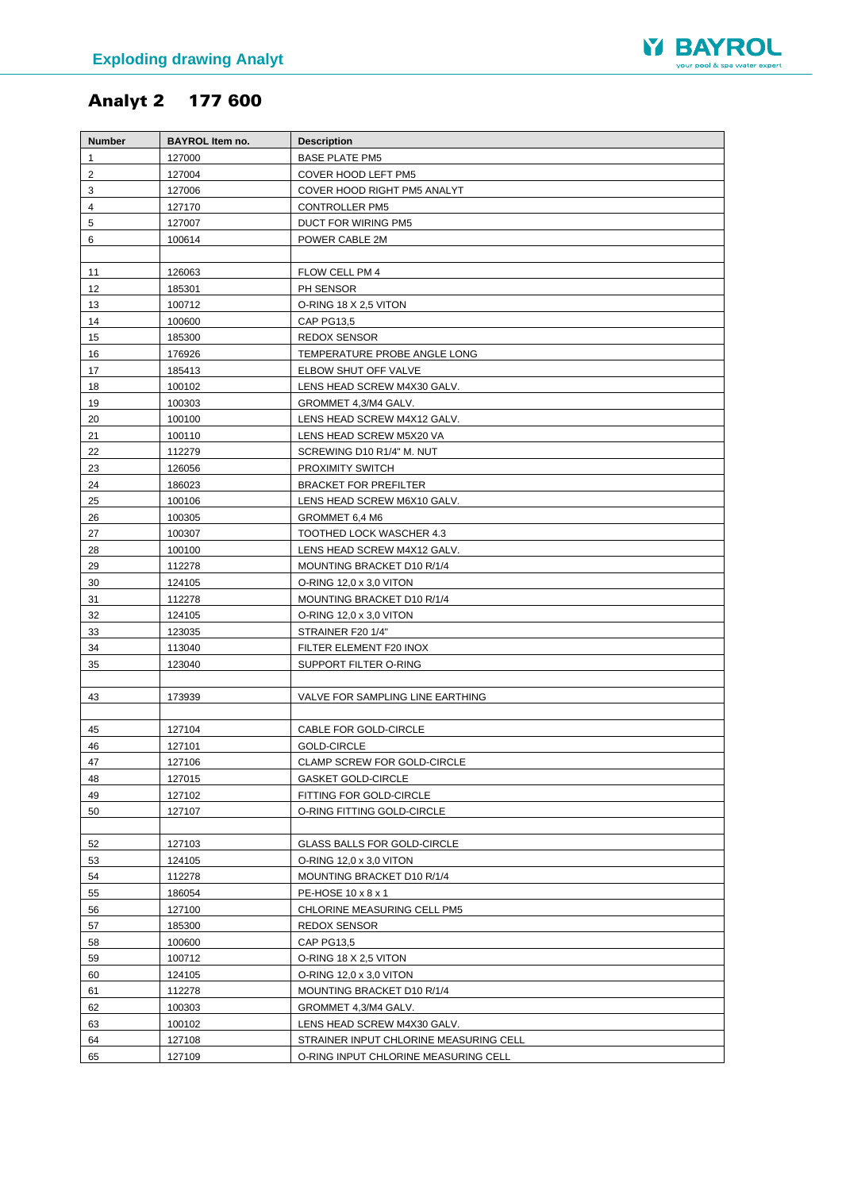# Analyt 2 177 600

| Number | BAYROL Item no. | Description |
|---|---|---|
| 1 | 127000 | BASE PLATE PM5 |
| 2 | 127004 | COVER HOOD LEFT PM5 |
| 3 | 127006 | COVER HOOD RIGHT PM5 ANALYT |
| 4 | 127170 | CONTROLLER PM5 |
| 5 | 127007 | DUCT FOR WIRING PM5 |
| 6 | 100614 | POWER CABLE 2M |
| | | |
| 11 | 126063 | FLOW CELL PM 4 |
| 12 | 185301 | PH SENSOR |
| 13 | 100712 | O-RING 18 X 2,5 VITON |
| 14 | 100600 | CAP PG13,5 |
| 15 | 185300 | REDOX SENSOR |
| 16 | 176926 | TEMPERATURE PROBE ANGLE LONG |
| 17 | 185413 | ELBOW SHUT OFF VALVE |
| 18 | 100102 | LENS HEAD SCREW M4X30 GALV. |
| 19 | 100303 | GROMMET 4,3/M4 GALV. |
| 20 | 100100 | LENS HEAD SCREW M4X12 GALV. |
| 21 | 100110 | LENS HEAD SCREW M5X20 VA |
| 22 | 112279 | SCREWING D10 R1/4" M. NUT |
| 23 | 126056 | PROXIMITY SWITCH |
| 24 | 186023 | BRACKET FOR PREFILTER |
| 25 | 100106 | LENS HEAD SCREW M6X10 GALV. |
| 26 | 100305 | GROMMET 6,4 M6 |
| 27 | 100307 | TOOTHED LOCK WASCHER 4.3 |
| 28 | 100100 | LENS HEAD SCREW M4X12 GALV. |
| 29 | 112278 | MOUNTING BRACKET D10 R/1/4 |
| 30 | 124105 | O-RING 12,0 x 3,0 VITON |
| 31 | 112278 | MOUNTING BRACKET D10 R/1/4 |
| 32 | 124105 | O-RING 12,0 x 3,0 VITON |
| 33 | 123035 | STRAINER F20 1/4" |
| 34 | 113040 | FILTER ELEMENT F20 INOX |
| 35 | 123040 | SUPPORT FILTER O-RING |
| | | |
| 43 | 173939 | VALVE FOR SAMPLING LINE EARTHING |
| | | |
| 45 | 127104 | CABLE FOR GOLD-CIRCLE |
| 46 | 127101 | GOLD-CIRCLE |
| 47 | 127106 | CLAMP SCREW FOR GOLD-CIRCLE |
| 48 | 127015 | GASKET GOLD-CIRCLE |
| 49 | 127102 | FITTING FOR GOLD-CIRCLE |
| 50 | 127107 | O-RING FITTING GOLD-CIRCLE |
| | | |
| 52 | 127103 | GLASS BALLS FOR GOLD-CIRCLE |
| 53 | 124105 | O-RING 12,0 x 3,0 VITON |
| 54 | 112278 | MOUNTING BRACKET D10 R/1/4 |
| 55 | 186054 | PE-HOSE 10 x 8 x 1 |
| 56 | 127100 | CHLORINE MEASURING CELL PM5 |
| 57 | 185300 | REDOX SENSOR |
| 58 | 100600 | CAP PG13,5 |
| 59 | 100712 | O-RING 18 X 2,5 VITON |
| 60 | 124105 | O-RING 12,0 x 3,0 VITON |
| 61 | 112278 | MOUNTING BRACKET D10 R/1/4 |
| 62 | 100303 | GROMMET 4,3/M4 GALV. |
| 63 | 100102 | LENS HEAD SCREW M4X30 GALV. |
| 64 | 127108 | STRAINER INPUT CHLORINE MEASURING CELL |
| 65 | 127109 | O-RING INPUT CHLORINE MEASURING CELL |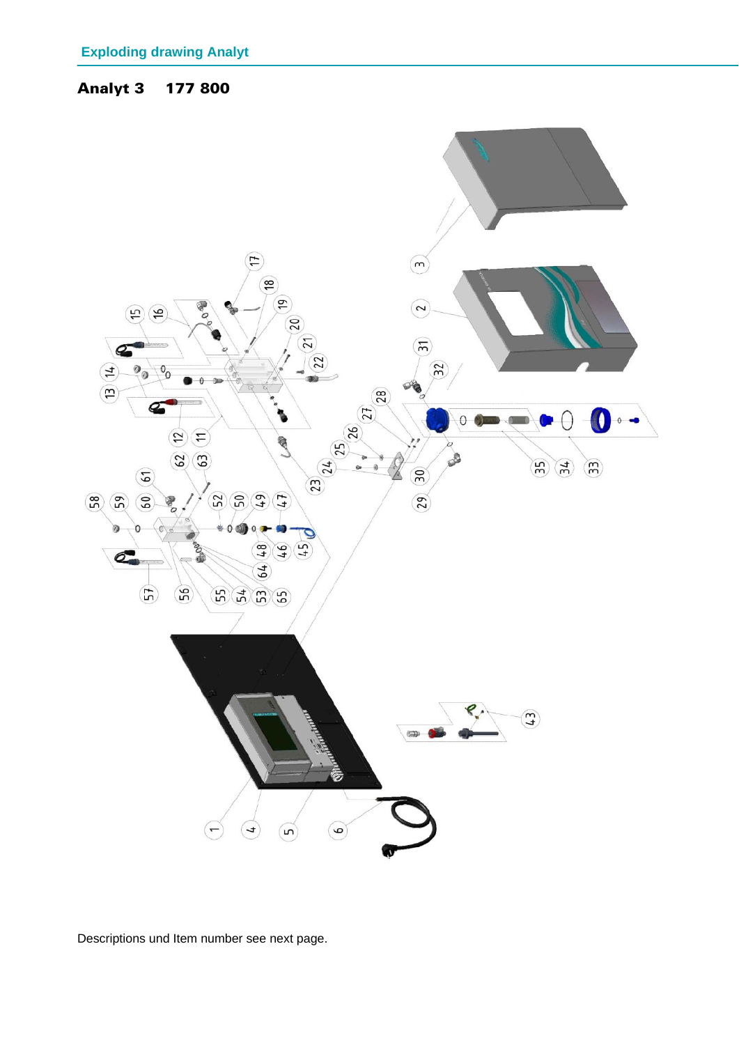Exploding drawing Analyt

## Analyt 3 177 800

Descriptions und Item number see next page.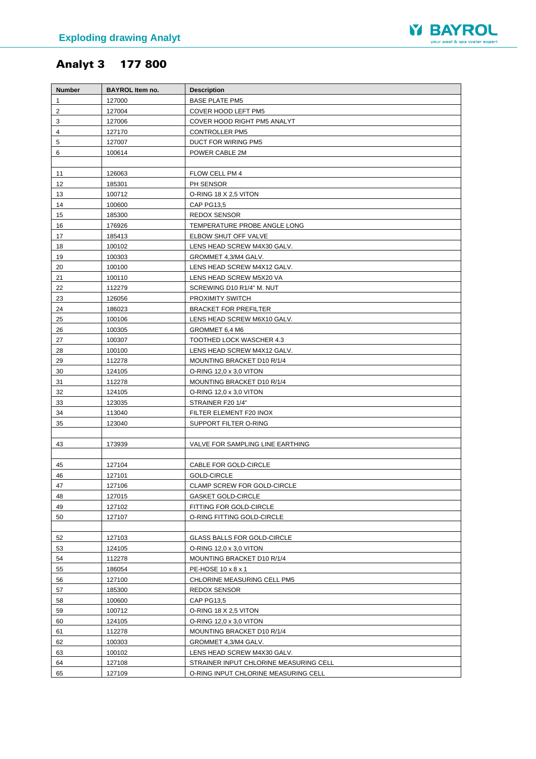# Analyt 3 177 800

| Number | BAYROL Item no. | Description |
|---|---|---|
| 1 | 127000 | BASE PLATE PM5 |
| 2 | 127004 | COVER HOOD LEFT PM5 |
| 3 | 127006 | COVER HOOD RIGHT PM5 ANALYT |
| 4 | 127170 | CONTROLLER PM5 |
| 5 | 127007 | DUCT FOR WIRING PM5 |
| 6 | 100614 | POWER CABLE 2M |
| | | |
| 11 | 126063 | FLOW CELL PM 4 |
| 12 | 185301 | PH SENSOR |
| 13 | 100712 | O-RING 18 X 2,5 VITON |
| 14 | 100600 | CAP PG13,5 |
| 15 | 185300 | REDOX SENSOR |
| 16 | 176926 | TEMPERATURE PROBE ANGLE LONG |
| 17 | 185413 | ELBOW SHUT OFF VALVE |
| 18 | 100102 | LENS HEAD SCREW M4X30 GALV. |
| 19 | 100303 | GROMMET 4,3/M4 GALV. |
| 20 | 100100 | LENS HEAD SCREW M4X12 GALV. |
| 21 | 100110 | LENS HEAD SCREW M5X20 VA |
| 22 | 112279 | SCREWING D10 R1/4" M. NUT |
| 23 | 126056 | PROXIMITY SWITCH |
| 24 | 186023 | BRACKET FOR PREFILTER |
| 25 | 100106 | LENS HEAD SCREW M6X10 GALV. |
| 26 | 100305 | GROMMET 6,4 M6 |
| 27 | 100307 | TOOTHED LOCK WASCHER 4.3 |
| 28 | 100100 | LENS HEAD SCREW M4X12 GALV. |
| 29 | 112278 | MOUNTING BRACKET D10 R/1/4 |
| 30 | 124105 | O-RING 12,0 x 3,0 VITON |
| 31 | 112278 | MOUNTING BRACKET D10 R/1/4 |
| 32 | 124105 | O-RING 12,0 x 3,0 VITON |
| 33 | 123035 | STRAINER F20 1/4" |
| 34 | 113040 | FILTER ELEMENT F20 INOX |
| 35 | 123040 | SUPPORT FILTER O-RING |
| | | |
| 43 | 173939 | VALVE FOR SAMPLING LINE EARTHING |
| | | |
| 45 | 127104 | CABLE FOR GOLD-CIRCLE |
| 46 | 127101 | GOLD-CIRCLE |
| 47 | 127106 | CLAMP SCREW FOR GOLD-CIRCLE |
| 48 | 127015 | GASKET GOLD-CIRCLE |
| 49 | 127102 | FITTING FOR GOLD-CIRCLE |
| 50 | 127107 | O-RING FITTING GOLD-CIRCLE |
| | | |
| 52 | 127103 | GLASS BALLS FOR GOLD-CIRCLE |
| 53 | 124105 | O-RING 12,0 x 3,0 VITON |
| 54 | 112278 | MOUNTING BRACKET D10 R/1/4 |
| 55 | 186054 | PE-HOSE 10 x 8 x 1 |
| 56 | 127100 | CHLORINE MEASURING CELL PM5 |
| 57 | 185300 | REDOX SENSOR |
| 58 | 100600 | CAP PG13,5 |
| 59 | 100712 | O-RING 18 X 2,5 VITON |
| 60 | 124105 | O-RING 12,0 x 3,0 VITON |
| 61 | 112278 | MOUNTING BRACKET D10 R/1/4 |
| 62 | 100303 | GROMMET 4,3/M4 GALV. |
| 63 | 100102 | LENS HEAD SCREW M4X30 GALV. |
| 64 | 127108 | STRAINER INPUT CHLORINE MEASURING CELL |
| 65 | 127109 | O-RING INPUT CHLORINE MEASURING CELL |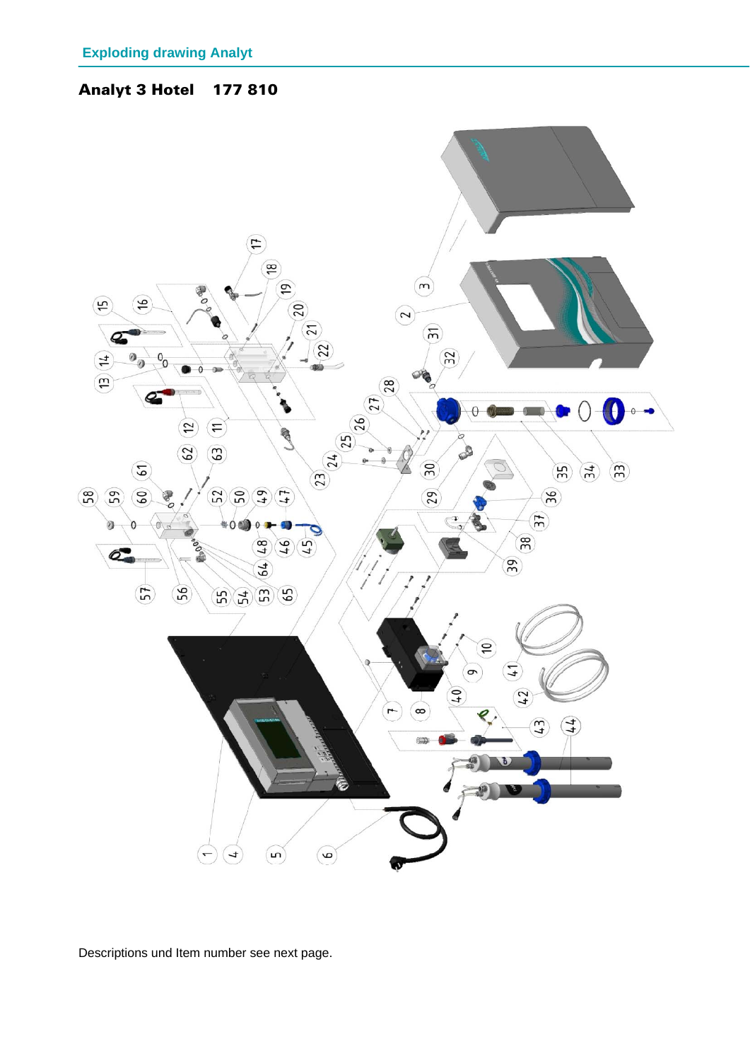Exploding drawing Analyt

## Analyt 3 Hotel 177 810

Descriptions und Item number see next page.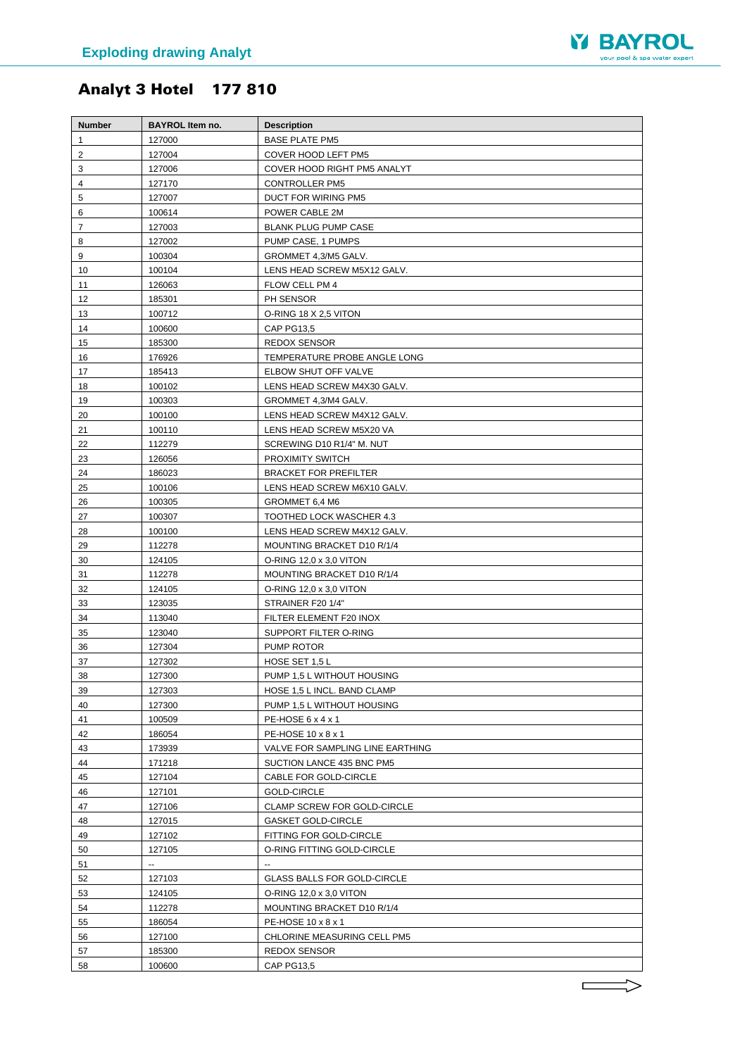## Exploding drawing Analyt

# Analyt 3 Hotel 177 810

| Number | BAYROL Item no. | Description |
|---|---|---|
| 1 | 127000 | BASE PLATE PM5 |
| 2 | 127004 | COVER HOOD LEFT PM5 |
| 3 | 127006 | COVER HOOD RIGHT PM5 ANALYT |
| 4 | 127170 | CONTROLLER PM5 |
| 5 | 127007 | DUCT FOR WIRING PM5 |
| 6 | 100614 | POWER CABLE 2M |
| 7 | 127003 | BLANK PLUG PUMP CASE |
| 8 | 127002 | PUMP CASE, 1 PUMPS |
| 9 | 100304 | GROMMET 4,3/M5 GALV. |
| 10 | 100104 | LENS HEAD SCREW M5X12 GALV. |
| 11 | 126063 | FLOW CELL PM 4 |
| 12 | 185301 | PH SENSOR |
| 13 | 100712 | O-RING 18 X 2,5 VITON |
| 14 | 100600 | CAP PG13,5 |
| 15 | 185300 | REDOX SENSOR |
| 16 | 176926 | TEMPERATURE PROBE ANGLE LONG |
| 17 | 185413 | ELBOW SHUT OFF VALVE |
| 18 | 100102 | LENS HEAD SCREW M4X30 GALV. |
| 19 | 100303 | GROMMET 4,3/M4 GALV. |
| 20 | 100100 | LENS HEAD SCREW M4X12 GALV. |
| 21 | 100110 | LENS HEAD SCREW M5X20 VA |
| 22 | 112279 | SCREWING D10 R1/4" M. NUT |
| 23 | 126056 | PROXIMITY SWITCH |
| 24 | 186023 | BRACKET FOR PREFILTER |
| 25 | 100106 | LENS HEAD SCREW M6X10 GALV. |
| 26 | 100305 | GROMMET 6,4 M6 |
| 27 | 100307 | TOOTHED LOCK WASCHER 4.3 |
| 28 | 100100 | LENS HEAD SCREW M4X12 GALV. |
| 29 | 112278 | MOUNTING BRACKET D10 R/1/4 |
| 30 | 124105 | O-RING 12,0 x 3,0 VITON |
| 31 | 112278 | MOUNTING BRACKET D10 R/1/4 |
| 32 | 124105 | O-RING 12,0 x 3,0 VITON |
| 33 | 123035 | STRAINER F20 1/4" |
| 34 | 113040 | FILTER ELEMENT F20 INOX |
| 35 | 123040 | SUPPORT FILTER O-RING |
| 36 | 127304 | PUMP ROTOR |
| 37 | 127302 | HOSE SET 1,5 L |
| 38 | 127300 | PUMP 1,5 L WITHOUT HOUSING |
| 39 | 127303 | HOSE 1,5 L INCL. BAND CLAMP |
| 40 | 127300 | PUMP 1,5 L WITHOUT HOUSING |
| 41 | 100509 | PE-HOSE 6 x 4 x 1 |
| 42 | 186054 | PE-HOSE 10 x 8 x 1 |
| 43 | 173939 | VALVE FOR SAMPLING LINE EARTHING |
| 44 | 171218 | SUCTION LANCE 435 BNC PM5 |
| 45 | 127104 | CABLE FOR GOLD-CIRCLE |
| 46 | 127101 | GOLD-CIRCLE |
| 47 | 127106 | CLAMP SCREW FOR GOLD-CIRCLE |
| 48 | 127015 | GASKET GOLD-CIRCLE |
| 49 | 127102 | FITTING FOR GOLD-CIRCLE |
| 50 | 127105 | O-RING FITTING GOLD-CIRCLE |
| 51 | -- | -- |
| 52 | 127103 | GLASS BALLS FOR GOLD-CIRCLE |
| 53 | 124105 | O-RING 12,0 x 3,0 VITON |
| 54 | 112278 | MOUNTING BRACKET D10 R/1/4 |
| 55 | 186054 | PE-HOSE 10 x 8 x 1 |
| 56 | 127100 | CHLORINE MEASURING CELL PM5 |
| 57 | 185300 | REDOX SENSOR |
| 58 | 100600 | CAP PG13,5 |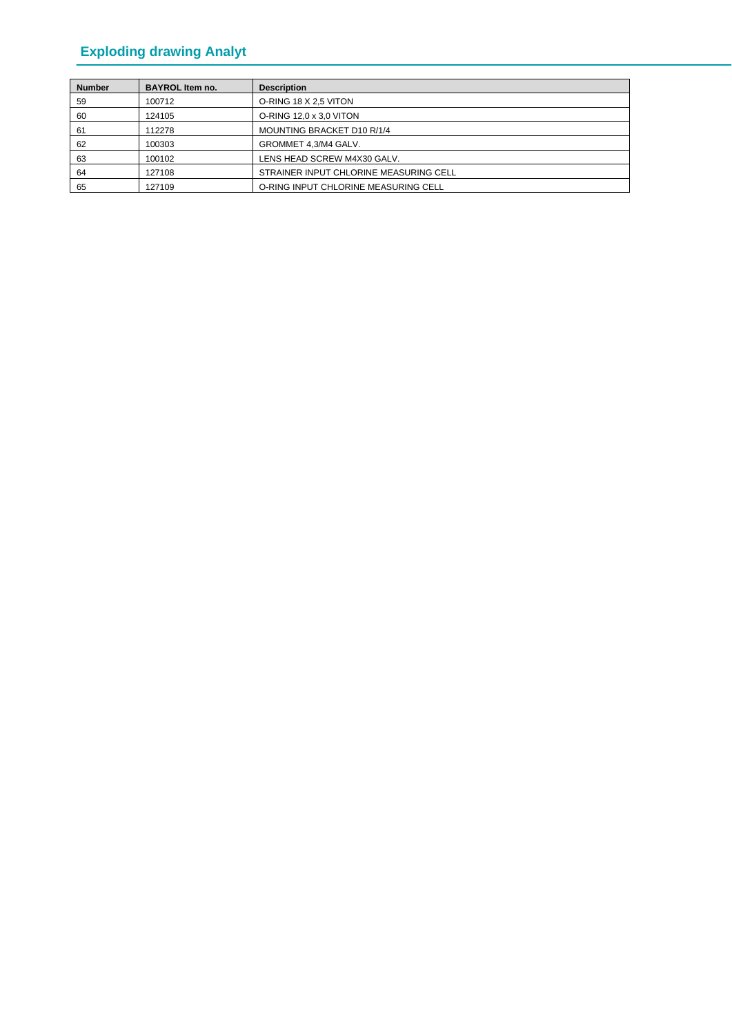## Exploding drawing Analyt

| Number | BAYROL Item no. | Description |
|---|---|---|
| 59 | 100712 | O-RING 18 X 2,5 VITON |
| 60 | 124105 | O-RING 12,0 x 3,0 VITON |
| 61 | 112278 | MOUNTING BRACKET D10 R/1/4 |
| 62 | 100303 | GROMMET 4,3/M4 GALV. |
| 63 | 100102 | LENS HEAD SCREW M4X30 GALV. |
| 64 | 127108 | STRAINER INPUT CHLORINE MEASURING CELL |
| 65 | 127109 | O-RING INPUT CHLORINE MEASURING CELL |